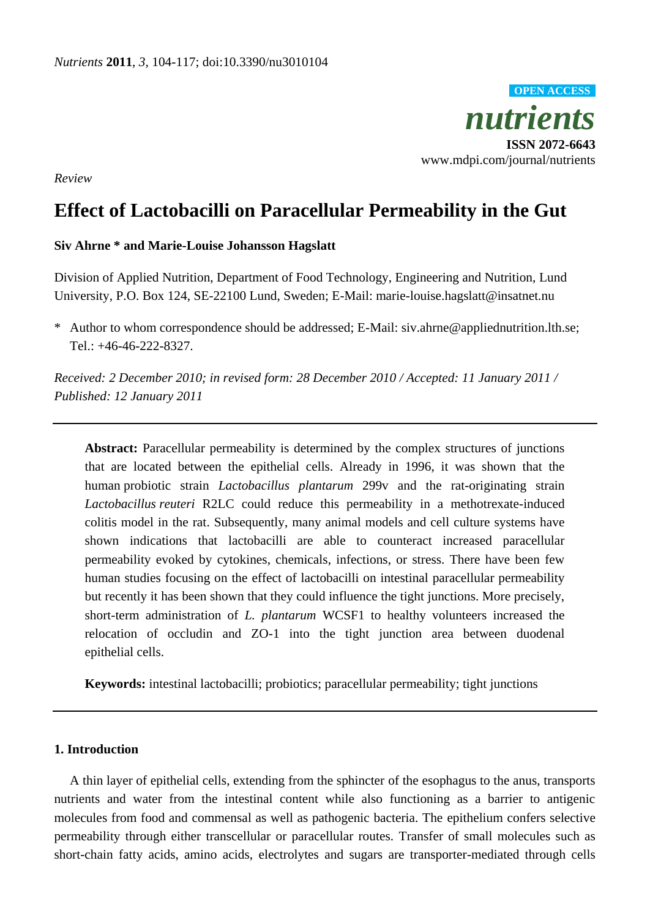*Nutrients* **2011**, *3*, 104-117; doi:10.3390/nu3010104

**OPEN ACCESS**

***nutrients***

**ISSN 2072-6643**

www.mdpi.com/journal/nutrients

*Review*

# Effect of Lactobacilli on Paracellular Permeability in the Gut

**Siv Ahrne * and Marie-Louise Johansson Hagslatt**

Division of Applied Nutrition, Department of Food Technology, Engineering and Nutrition, Lund University, P.O. Box 124, SE-22100 Lund, Sweden; E-Mail: marie-louise.hagslatt@insatnet.nu

\* Author to whom correspondence should be addressed; E-Mail: siv.ahrne@appliednutrition.lth.se; Tel.: +46-46-222-8327.

*Received: 2 December 2010; in revised form: 28 December 2010 / Accepted: 11 January 2011 / Published: 12 January 2011*

---

**Abstract:** Paracellular permeability is determined by the complex structures of junctions that are located between the epithelial cells. Already in 1996, it was shown that the human probiotic strain *Lactobacillus plantarum* 299v and the rat-originating strain *Lactobacillus reuteri* R2LC could reduce this permeability in a methotrexate-induced colitis model in the rat. Subsequently, many animal models and cell culture systems have shown indications that lactobacilli are able to counteract increased paracellular permeability evoked by cytokines, chemicals, infections, or stress. There have been few human studies focusing on the effect of lactobacilli on intestinal paracellular permeability but recently it has been shown that they could influence the tight junctions. More precisely, short-term administration of *L. plantarum* WCSF1 to healthy volunteers increased the relocation of occludin and ZO-1 into the tight junction area between duodenal epithelial cells.

**Keywords:** intestinal lactobacilli; probiotics; paracellular permeability; tight junctions

---

## 1. Introduction

A thin layer of epithelial cells, extending from the sphincter of the esophagus to the anus, transports nutrients and water from the intestinal content while also functioning as a barrier to antigenic molecules from food and commensal as well as pathogenic bacteria. The epithelium confers selective permeability through either transcellular or paracellular routes. Transfer of small molecules such as short-chain fatty acids, amino acids, electrolytes and sugars are transporter-mediated through cells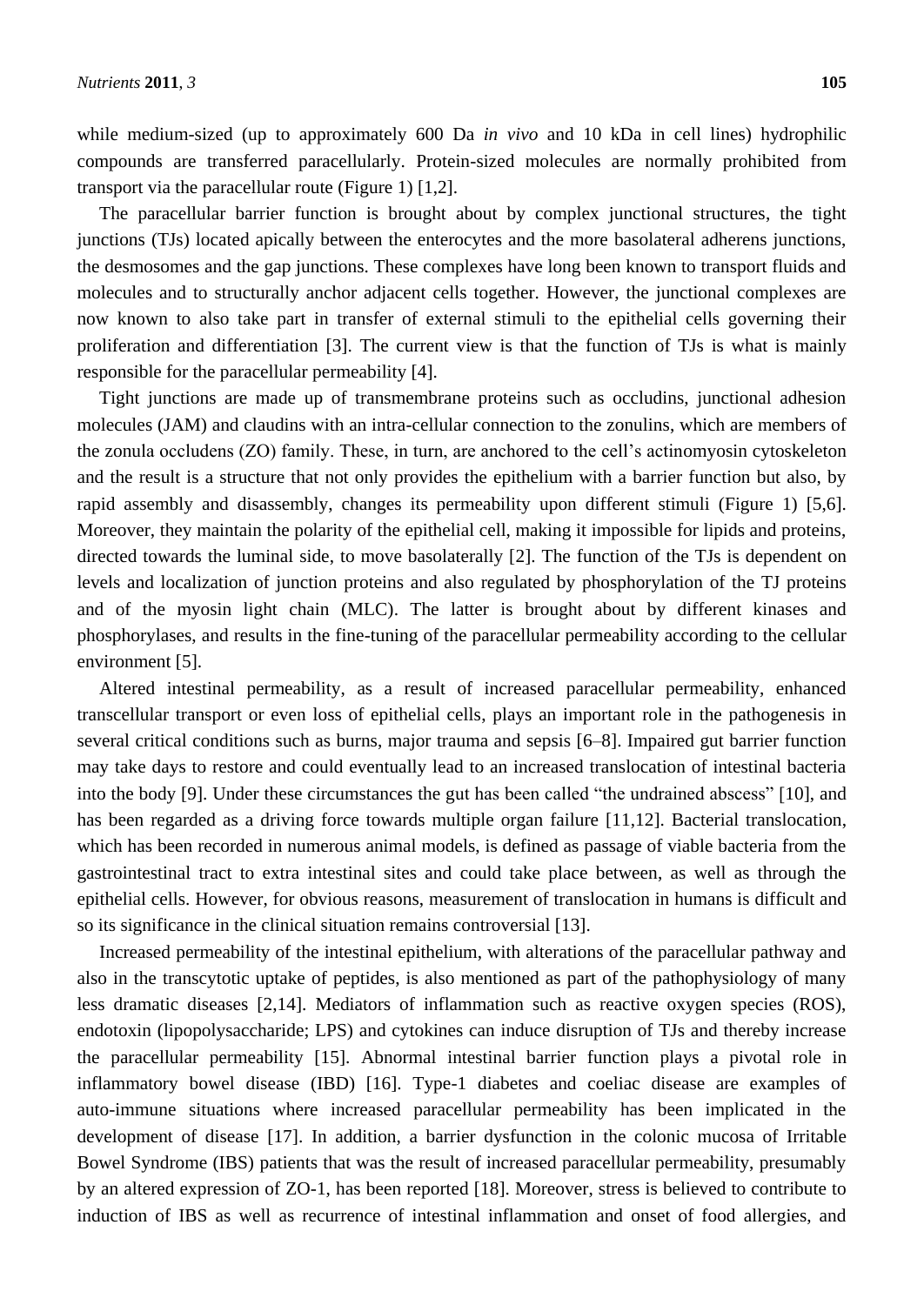while medium-sized (up to approximately 600 Da *in vivo* and 10 kDa in cell lines) hydrophilic compounds are transferred paracellularly. Protein-sized molecules are normally prohibited from transport via the paracellular route (Figure 1) [1,2].

The paracellular barrier function is brought about by complex junctional structures, the tight junctions (TJs) located apically between the enterocytes and the more basolateral adherens junctions, the desmosomes and the gap junctions. These complexes have long been known to transport fluids and molecules and to structurally anchor adjacent cells together. However, the junctional complexes are now known to also take part in transfer of external stimuli to the epithelial cells governing their proliferation and differentiation [3]. The current view is that the function of TJs is what is mainly responsible for the paracellular permeability [4].

Tight junctions are made up of transmembrane proteins such as occludins, junctional adhesion molecules (JAM) and claudins with an intra-cellular connection to the zonulins, which are members of the zonula occludens (ZO) family. These, in turn, are anchored to the cell's actinomyosin cytoskeleton and the result is a structure that not only provides the epithelium with a barrier function but also, by rapid assembly and disassembly, changes its permeability upon different stimuli (Figure 1) [5,6]. Moreover, they maintain the polarity of the epithelial cell, making it impossible for lipids and proteins, directed towards the luminal side, to move basolaterally [2]. The function of the TJs is dependent on levels and localization of junction proteins and also regulated by phosphorylation of the TJ proteins and of the myosin light chain (MLC). The latter is brought about by different kinases and phosphorylases, and results in the fine-tuning of the paracellular permeability according to the cellular environment [5].

Altered intestinal permeability, as a result of increased paracellular permeability, enhanced transcellular transport or even loss of epithelial cells, plays an important role in the pathogenesis in several critical conditions such as burns, major trauma and sepsis [6–8]. Impaired gut barrier function may take days to restore and could eventually lead to an increased translocation of intestinal bacteria into the body [9]. Under these circumstances the gut has been called "the undrained abscess" [10], and has been regarded as a driving force towards multiple organ failure [11,12]. Bacterial translocation, which has been recorded in numerous animal models, is defined as passage of viable bacteria from the gastrointestinal tract to extra intestinal sites and could take place between, as well as through the epithelial cells. However, for obvious reasons, measurement of translocation in humans is difficult and so its significance in the clinical situation remains controversial [13].

Increased permeability of the intestinal epithelium, with alterations of the paracellular pathway and also in the transcytotic uptake of peptides, is also mentioned as part of the pathophysiology of many less dramatic diseases [2,14]. Mediators of inflammation such as reactive oxygen species (ROS), endotoxin (lipopolysaccharide; LPS) and cytokines can induce disruption of TJs and thereby increase the paracellular permeability [15]. Abnormal intestinal barrier function plays a pivotal role in inflammatory bowel disease (IBD) [16]. Type-1 diabetes and coeliac disease are examples of auto-immune situations where increased paracellular permeability has been implicated in the development of disease [17]. In addition, a barrier dysfunction in the colonic mucosa of Irritable Bowel Syndrome (IBS) patients that was the result of increased paracellular permeability, presumably by an altered expression of ZO-1, has been reported [18]. Moreover, stress is believed to contribute to induction of IBS as well as recurrence of intestinal inflammation and onset of food allergies, and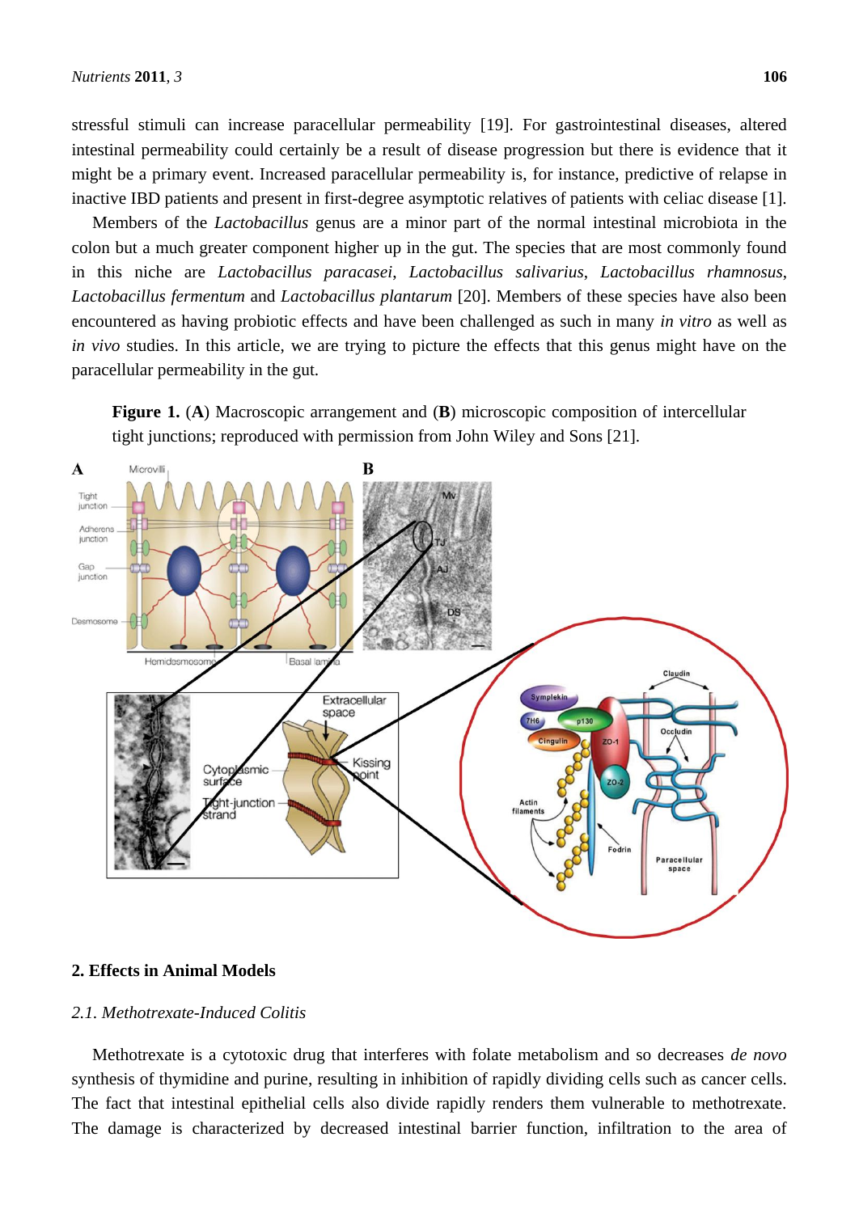stressful stimuli can increase paracellular permeability [19]. For gastrointestinal diseases, altered intestinal permeability could certainly be a result of disease progression but there is evidence that it might be a primary event. Increased paracellular permeability is, for instance, predictive of relapse in inactive IBD patients and present in first-degree asymptotic relatives of patients with celiac disease [1].

Members of the *Lactobacillus* genus are a minor part of the normal intestinal microbiota in the colon but a much greater component higher up in the gut. The species that are most commonly found in this niche are *Lactobacillus paracasei*, *Lactobacillus salivarius*, *Lactobacillus rhamnosus*, *Lactobacillus fermentum* and *Lactobacillus plantarum* [20]. Members of these species have also been encountered as having probiotic effects and have been challenged as such in many *in vitro* as well as *in vivo* studies. In this article, we are trying to picture the effects that this genus might have on the paracellular permeability in the gut.

**Figure 1.** (**A**) Macroscopic arrangement and (**B**) microscopic composition of intercellular tight junctions; reproduced with permission from John Wiley and Sons [21].

## 2. Effects in Animal Models

### 2.1. Methotrexate-Induced Colitis

Methotrexate is a cytotoxic drug that interferes with folate metabolism and so decreases *de novo* synthesis of thymidine and purine, resulting in inhibition of rapidly dividing cells such as cancer cells. The fact that intestinal epithelial cells also divide rapidly renders them vulnerable to methotrexate. The damage is characterized by decreased intestinal barrier function, infiltration to the area of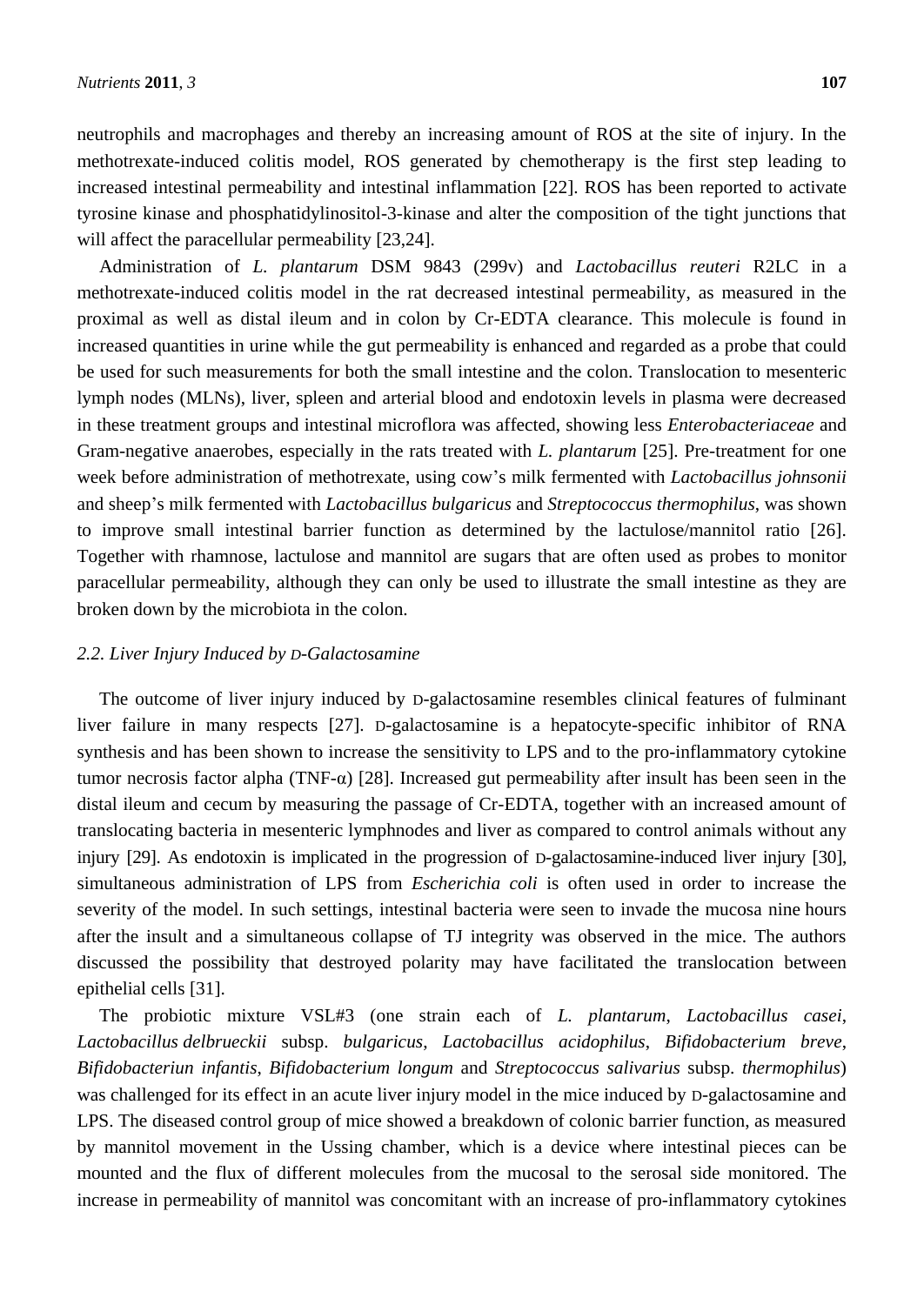neutrophils and macrophages and thereby an increasing amount of ROS at the site of injury. In the methotrexate-induced colitis model, ROS generated by chemotherapy is the first step leading to increased intestinal permeability and intestinal inflammation [22]. ROS has been reported to activate tyrosine kinase and phosphatidylinositol-3-kinase and alter the composition of the tight junctions that will affect the paracellular permeability [23,24].

Administration of *L. plantarum* DSM 9843 (299v) and *Lactobacillus reuteri* R2LC in a methotrexate-induced colitis model in the rat decreased intestinal permeability, as measured in the proximal as well as distal ileum and in colon by Cr-EDTA clearance. This molecule is found in increased quantities in urine while the gut permeability is enhanced and regarded as a probe that could be used for such measurements for both the small intestine and the colon. Translocation to mesenteric lymph nodes (MLNs), liver, spleen and arterial blood and endotoxin levels in plasma were decreased in these treatment groups and intestinal microflora was affected, showing less *Enterobacteriaceae* and Gram-negative anaerobes, especially in the rats treated with *L. plantarum* [25]. Pre-treatment for one week before administration of methotrexate, using cow's milk fermented with *Lactobacillus johnsonii* and sheep's milk fermented with *Lactobacillus bulgaricus* and *Streptococcus thermophilus*, was shown to improve small intestinal barrier function as determined by the lactulose/mannitol ratio [26]. Together with rhamnose, lactulose and mannitol are sugars that are often used as probes to monitor paracellular permeability, although they can only be used to illustrate the small intestine as they are broken down by the microbiota in the colon.

### *2.2. Liver Injury Induced by D-Galactosamine*

The outcome of liver injury induced by D-galactosamine resembles clinical features of fulminant liver failure in many respects [27]. D-galactosamine is a hepatocyte-specific inhibitor of RNA synthesis and has been shown to increase the sensitivity to LPS and to the pro-inflammatory cytokine tumor necrosis factor alpha (TNF-α) [28]. Increased gut permeability after insult has been seen in the distal ileum and cecum by measuring the passage of Cr-EDTA, together with an increased amount of translocating bacteria in mesenteric lymphnodes and liver as compared to control animals without any injury [29]. As endotoxin is implicated in the progression of D-galactosamine-induced liver injury [30], simultaneous administration of LPS from *Escherichia coli* is often used in order to increase the severity of the model. In such settings, intestinal bacteria were seen to invade the mucosa nine hours after the insult and a simultaneous collapse of TJ integrity was observed in the mice. The authors discussed the possibility that destroyed polarity may have facilitated the translocation between epithelial cells [31].

The probiotic mixture VSL#3 (one strain each of *L. plantarum*, *Lactobacillus casei*, *Lactobacillus delbrueckii* subsp. *bulgaricus*, *Lactobacillus acidophilus*, *Bifidobacterium breve*, *Bifidobacteriun infantis*, *Bifidobacterium longum* and *Streptococcus salivarius* subsp. *thermophilus*) was challenged for its effect in an acute liver injury model in the mice induced by D-galactosamine and LPS. The diseased control group of mice showed a breakdown of colonic barrier function, as measured by mannitol movement in the Ussing chamber, which is a device where intestinal pieces can be mounted and the flux of different molecules from the mucosal to the serosal side monitored. The increase in permeability of mannitol was concomitant with an increase of pro-inflammatory cytokines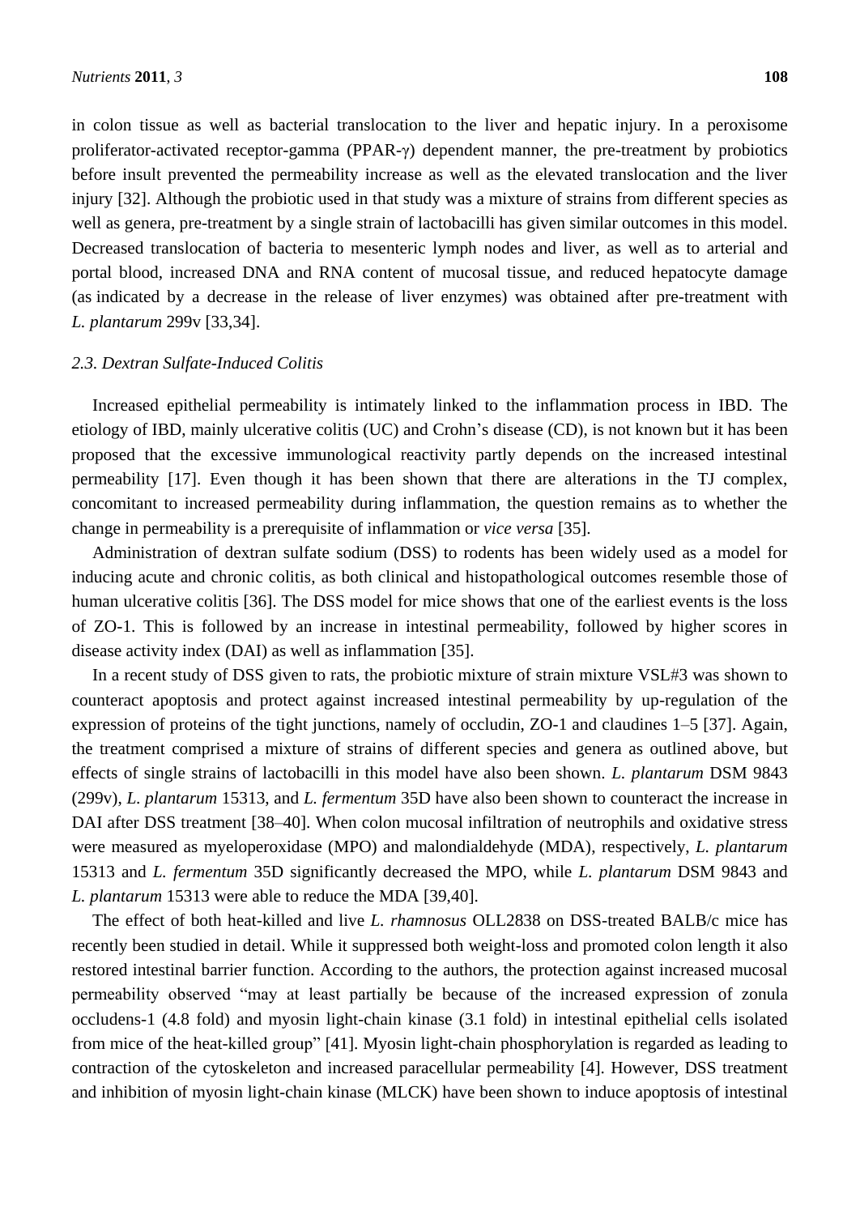in colon tissue as well as bacterial translocation to the liver and hepatic injury. In a peroxisome proliferator-activated receptor-gamma (PPAR-γ) dependent manner, the pre-treatment by probiotics before insult prevented the permeability increase as well as the elevated translocation and the liver injury [32]. Although the probiotic used in that study was a mixture of strains from different species as well as genera, pre-treatment by a single strain of lactobacilli has given similar outcomes in this model. Decreased translocation of bacteria to mesenteric lymph nodes and liver, as well as to arterial and portal blood, increased DNA and RNA content of mucosal tissue, and reduced hepatocyte damage (as indicated by a decrease in the release of liver enzymes) was obtained after pre-treatment with *L. plantarum* 299v [33,34].

### *2.3. Dextran Sulfate-Induced Colitis*

Increased epithelial permeability is intimately linked to the inflammation process in IBD. The etiology of IBD, mainly ulcerative colitis (UC) and Crohn's disease (CD), is not known but it has been proposed that the excessive immunological reactivity partly depends on the increased intestinal permeability [17]. Even though it has been shown that there are alterations in the TJ complex, concomitant to increased permeability during inflammation, the question remains as to whether the change in permeability is a prerequisite of inflammation or *vice versa* [35].

Administration of dextran sulfate sodium (DSS) to rodents has been widely used as a model for inducing acute and chronic colitis, as both clinical and histopathological outcomes resemble those of human ulcerative colitis [36]. The DSS model for mice shows that one of the earliest events is the loss of ZO-1. This is followed by an increase in intestinal permeability, followed by higher scores in disease activity index (DAI) as well as inflammation [35].

In a recent study of DSS given to rats, the probiotic mixture of strain mixture VSL#3 was shown to counteract apoptosis and protect against increased intestinal permeability by up-regulation of the expression of proteins of the tight junctions, namely of occludin, ZO-1 and claudines 1–5 [37]. Again, the treatment comprised a mixture of strains of different species and genera as outlined above, but effects of single strains of lactobacilli in this model have also been shown. *L. plantarum* DSM 9843 (299v), *L. plantarum* 15313, and *L. fermentum* 35D have also been shown to counteract the increase in DAI after DSS treatment [38–40]. When colon mucosal infiltration of neutrophils and oxidative stress were measured as myeloperoxidase (MPO) and malondialdehyde (MDA), respectively, *L. plantarum* 15313 and *L. fermentum* 35D significantly decreased the MPO, while *L. plantarum* DSM 9843 and *L. plantarum* 15313 were able to reduce the MDA [39,40].

The effect of both heat-killed and live *L. rhamnosus* OLL2838 on DSS-treated BALB/c mice has recently been studied in detail. While it suppressed both weight-loss and promoted colon length it also restored intestinal barrier function. According to the authors, the protection against increased mucosal permeability observed "may at least partially be because of the increased expression of zonula occludens-1 (4.8 fold) and myosin light-chain kinase (3.1 fold) in intestinal epithelial cells isolated from mice of the heat-killed group" [41]. Myosin light-chain phosphorylation is regarded as leading to contraction of the cytoskeleton and increased paracellular permeability [4]. However, DSS treatment and inhibition of myosin light-chain kinase (MLCK) have been shown to induce apoptosis of intestinal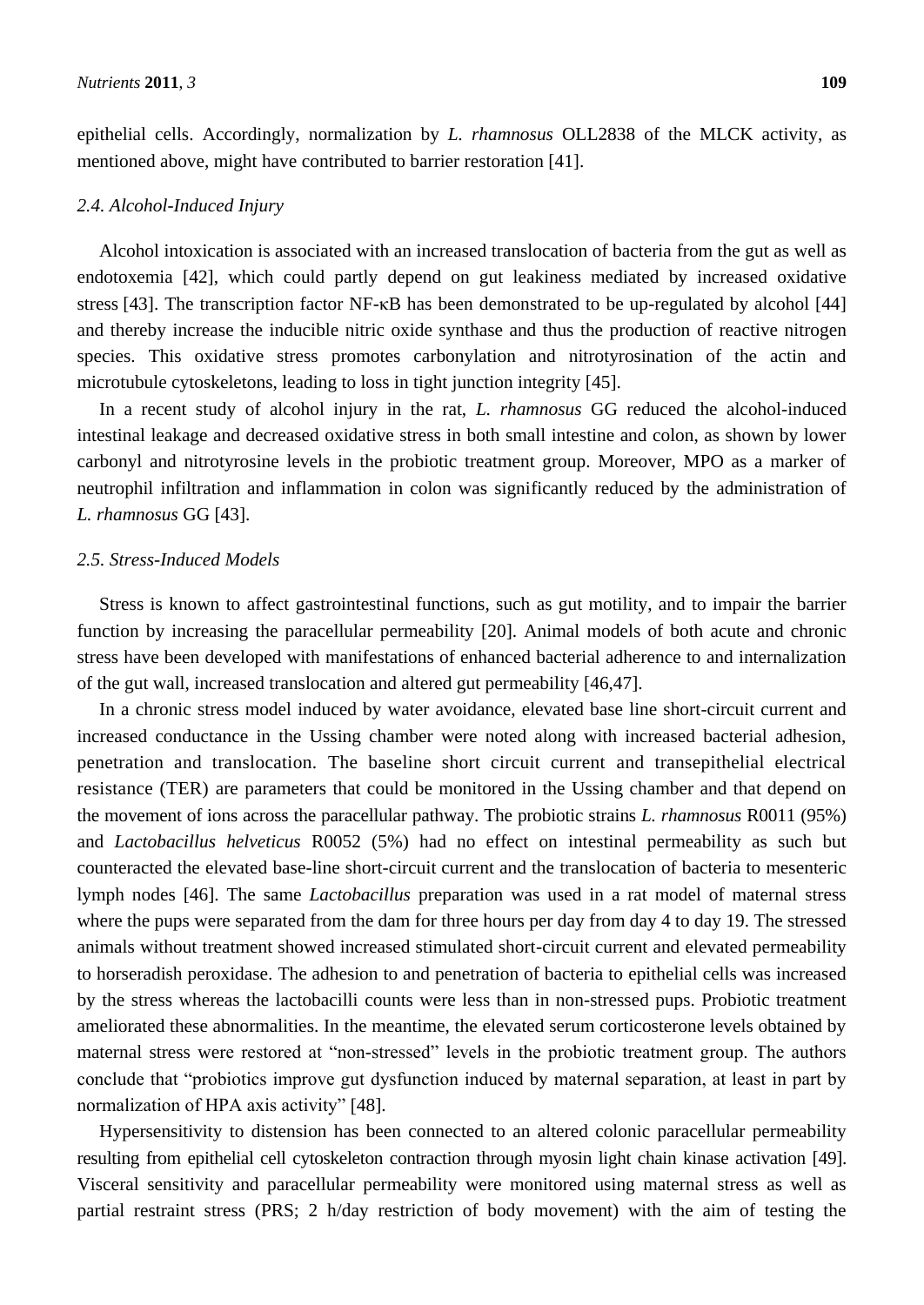epithelial cells. Accordingly, normalization by *L. rhamnosus* OLL2838 of the MLCK activity, as mentioned above, might have contributed to barrier restoration [41].

### *2.4. Alcohol-Induced Injury*

Alcohol intoxication is associated with an increased translocation of bacteria from the gut as well as endotoxemia [42], which could partly depend on gut leakiness mediated by increased oxidative stress [43]. The transcription factor NF-κB has been demonstrated to be up-regulated by alcohol [44] and thereby increase the inducible nitric oxide synthase and thus the production of reactive nitrogen species. This oxidative stress promotes carbonylation and nitrotyrosination of the actin and microtubule cytoskeletons, leading to loss in tight junction integrity [45].

In a recent study of alcohol injury in the rat, *L. rhamnosus* GG reduced the alcohol-induced intestinal leakage and decreased oxidative stress in both small intestine and colon, as shown by lower carbonyl and nitrotyrosine levels in the probiotic treatment group. Moreover, MPO as a marker of neutrophil infiltration and inflammation in colon was significantly reduced by the administration of *L. rhamnosus* GG [43].

### *2.5. Stress-Induced Models*

Stress is known to affect gastrointestinal functions, such as gut motility, and to impair the barrier function by increasing the paracellular permeability [20]. Animal models of both acute and chronic stress have been developed with manifestations of enhanced bacterial adherence to and internalization of the gut wall, increased translocation and altered gut permeability [46,47].

In a chronic stress model induced by water avoidance, elevated base line short-circuit current and increased conductance in the Ussing chamber were noted along with increased bacterial adhesion, penetration and translocation. The baseline short circuit current and transepithelial electrical resistance (TER) are parameters that could be monitored in the Ussing chamber and that depend on the movement of ions across the paracellular pathway. The probiotic strains *L. rhamnosus* R0011 (95%) and *Lactobacillus helveticus* R0052 (5%) had no effect on intestinal permeability as such but counteracted the elevated base-line short-circuit current and the translocation of bacteria to mesenteric lymph nodes [46]. The same *Lactobacillus* preparation was used in a rat model of maternal stress where the pups were separated from the dam for three hours per day from day 4 to day 19. The stressed animals without treatment showed increased stimulated short-circuit current and elevated permeability to horseradish peroxidase. The adhesion to and penetration of bacteria to epithelial cells was increased by the stress whereas the lactobacilli counts were less than in non-stressed pups. Probiotic treatment ameliorated these abnormalities. In the meantime, the elevated serum corticosterone levels obtained by maternal stress were restored at "non-stressed" levels in the probiotic treatment group. The authors conclude that "probiotics improve gut dysfunction induced by maternal separation, at least in part by normalization of HPA axis activity" [48].

Hypersensitivity to distension has been connected to an altered colonic paracellular permeability resulting from epithelial cell cytoskeleton contraction through myosin light chain kinase activation [49]. Visceral sensitivity and paracellular permeability were monitored using maternal stress as well as partial restraint stress (PRS; 2 h/day restriction of body movement) with the aim of testing the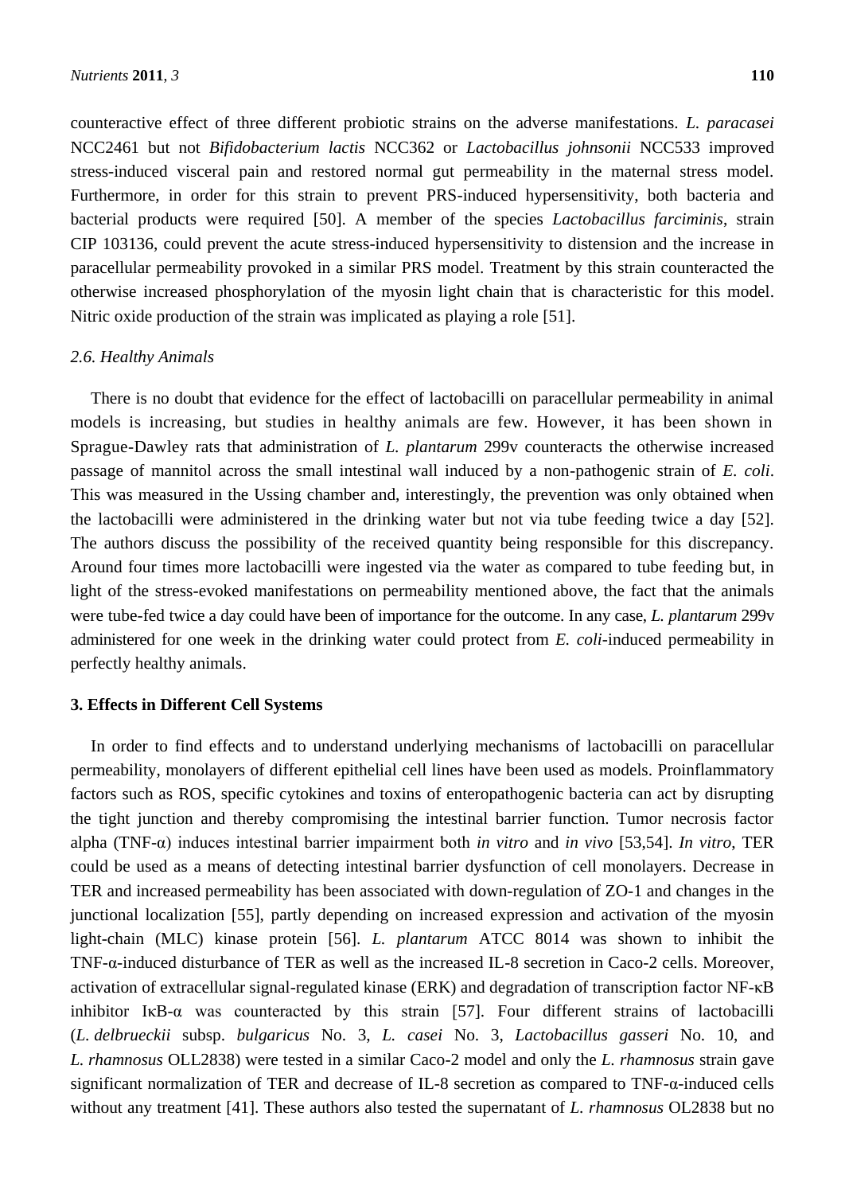counteractive effect of three different probiotic strains on the adverse manifestations. *L. paracasei* NCC2461 but not *Bifidobacterium lactis* NCC362 or *Lactobacillus johnsonii* NCC533 improved stress-induced visceral pain and restored normal gut permeability in the maternal stress model. Furthermore, in order for this strain to prevent PRS-induced hypersensitivity, both bacteria and bacterial products were required [50]. A member of the species *Lactobacillus farciminis*, strain CIP 103136, could prevent the acute stress-induced hypersensitivity to distension and the increase in paracellular permeability provoked in a similar PRS model. Treatment by this strain counteracted the otherwise increased phosphorylation of the myosin light chain that is characteristic for this model. Nitric oxide production of the strain was implicated as playing a role [51].

### *2.6. Healthy Animals*

There is no doubt that evidence for the effect of lactobacilli on paracellular permeability in animal models is increasing, but studies in healthy animals are few. However, it has been shown in Sprague-Dawley rats that administration of *L. plantarum* 299v counteracts the otherwise increased passage of mannitol across the small intestinal wall induced by a non-pathogenic strain of *E. coli*. This was measured in the Ussing chamber and, interestingly, the prevention was only obtained when the lactobacilli were administered in the drinking water but not via tube feeding twice a day [52]. The authors discuss the possibility of the received quantity being responsible for this discrepancy. Around four times more lactobacilli were ingested via the water as compared to tube feeding but, in light of the stress-evoked manifestations on permeability mentioned above, the fact that the animals were tube-fed twice a day could have been of importance for the outcome. In any case, *L. plantarum* 299v administered for one week in the drinking water could protect from *E. coli*-induced permeability in perfectly healthy animals.

## **3. Effects in Different Cell Systems**

In order to find effects and to understand underlying mechanisms of lactobacilli on paracellular permeability, monolayers of different epithelial cell lines have been used as models. Proinflammatory factors such as ROS, specific cytokines and toxins of enteropathogenic bacteria can act by disrupting the tight junction and thereby compromising the intestinal barrier function. Tumor necrosis factor alpha (TNF-α) induces intestinal barrier impairment both *in vitro* and *in vivo* [53,54]. *In vitro*, TER could be used as a means of detecting intestinal barrier dysfunction of cell monolayers. Decrease in TER and increased permeability has been associated with down-regulation of ZO-1 and changes in the junctional localization [55], partly depending on increased expression and activation of the myosin light-chain (MLC) kinase protein [56]. *L. plantarum* ATCC 8014 was shown to inhibit the TNF-α-induced disturbance of TER as well as the increased IL-8 secretion in Caco-2 cells. Moreover, activation of extracellular signal-regulated kinase (ERK) and degradation of transcription factor NF-κB inhibitor IκB-α was counteracted by this strain [57]. Four different strains of lactobacilli (*L. delbrueckii* subsp. *bulgaricus* No. 3, *L. casei* No. 3, *Lactobacillus gasseri* No. 10, and *L. rhamnosus* OLL2838) were tested in a similar Caco-2 model and only the *L. rhamnosus* strain gave significant normalization of TER and decrease of IL-8 secretion as compared to TNF-α-induced cells without any treatment [41]. These authors also tested the supernatant of *L. rhamnosus* OL2838 but no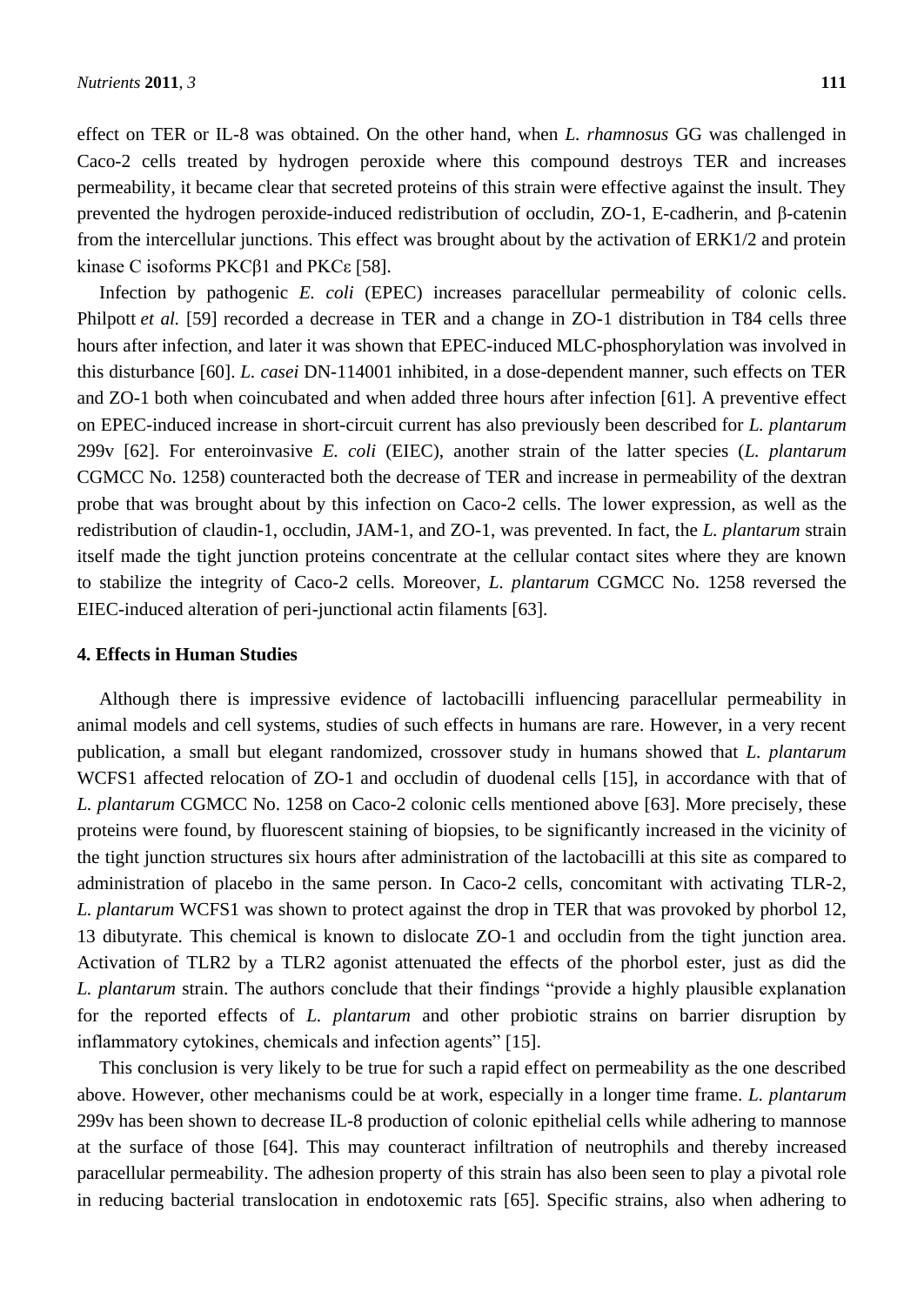effect on TER or IL-8 was obtained. On the other hand, when *L. rhamnosus* GG was challenged in Caco-2 cells treated by hydrogen peroxide where this compound destroys TER and increases permeability, it became clear that secreted proteins of this strain were effective against the insult. They prevented the hydrogen peroxide-induced redistribution of occludin, ZO-1, E-cadherin, and β-catenin from the intercellular junctions. This effect was brought about by the activation of ERK1/2 and protein kinase C isoforms PKCβ1 and PKCε [58].

Infection by pathogenic *E. coli* (EPEC) increases paracellular permeability of colonic cells. Philpott *et al.* [59] recorded a decrease in TER and a change in ZO-1 distribution in T84 cells three hours after infection, and later it was shown that EPEC-induced MLC-phosphorylation was involved in this disturbance [60]. *L. casei* DN-114001 inhibited, in a dose-dependent manner, such effects on TER and ZO-1 both when coincubated and when added three hours after infection [61]. A preventive effect on EPEC-induced increase in short-circuit current has also previously been described for *L. plantarum* 299v [62]. For enteroinvasive *E. coli* (EIEC), another strain of the latter species (*L. plantarum* CGMCC No. 1258) counteracted both the decrease of TER and increase in permeability of the dextran probe that was brought about by this infection on Caco-2 cells. The lower expression, as well as the redistribution of claudin-1, occludin, JAM-1, and ZO-1, was prevented. In fact, the *L. plantarum* strain itself made the tight junction proteins concentrate at the cellular contact sites where they are known to stabilize the integrity of Caco-2 cells. Moreover, *L. plantarum* CGMCC No. 1258 reversed the EIEC-induced alteration of peri-junctional actin filaments [63].

## 4. Effects in Human Studies

Although there is impressive evidence of lactobacilli influencing paracellular permeability in animal models and cell systems, studies of such effects in humans are rare. However, in a very recent publication, a small but elegant randomized, crossover study in humans showed that *L. plantarum* WCFS1 affected relocation of ZO-1 and occludin of duodenal cells [15], in accordance with that of *L. plantarum* CGMCC No. 1258 on Caco-2 colonic cells mentioned above [63]. More precisely, these proteins were found, by fluorescent staining of biopsies, to be significantly increased in the vicinity of the tight junction structures six hours after administration of the lactobacilli at this site as compared to administration of placebo in the same person. In Caco-2 cells, concomitant with activating TLR-2, *L. plantarum* WCFS1 was shown to protect against the drop in TER that was provoked by phorbol 12, 13 dibutyrate. This chemical is known to dislocate ZO-1 and occludin from the tight junction area. Activation of TLR2 by a TLR2 agonist attenuated the effects of the phorbol ester, just as did the *L. plantarum* strain. The authors conclude that their findings "provide a highly plausible explanation for the reported effects of *L. plantarum* and other probiotic strains on barrier disruption by inflammatory cytokines, chemicals and infection agents" [15].

This conclusion is very likely to be true for such a rapid effect on permeability as the one described above. However, other mechanisms could be at work, especially in a longer time frame. *L. plantarum* 299v has been shown to decrease IL-8 production of colonic epithelial cells while adhering to mannose at the surface of those [64]. This may counteract infiltration of neutrophils and thereby increased paracellular permeability. The adhesion property of this strain has also been seen to play a pivotal role in reducing bacterial translocation in endotoxemic rats [65]. Specific strains, also when adhering to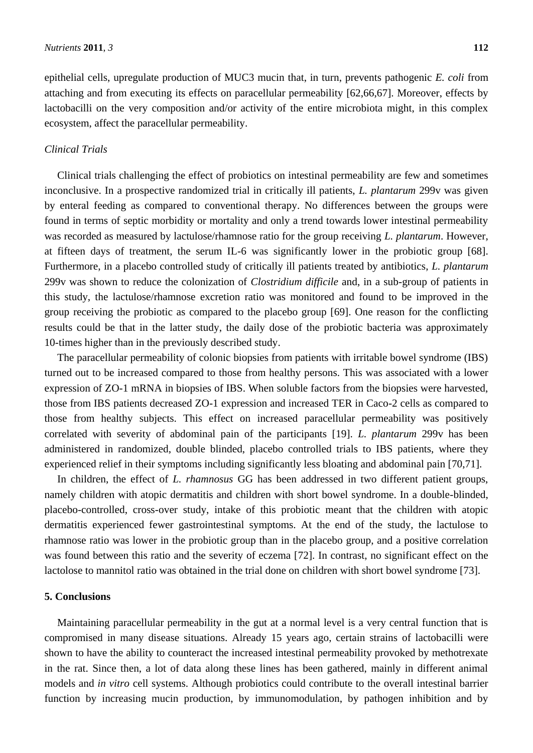epithelial cells, upregulate production of MUC3 mucin that, in turn, prevents pathogenic *E. coli* from attaching and from executing its effects on paracellular permeability [62,66,67]. Moreover, effects by lactobacilli on the very composition and/or activity of the entire microbiota might, in this complex ecosystem, affect the paracellular permeability.

*Clinical Trials*

Clinical trials challenging the effect of probiotics on intestinal permeability are few and sometimes inconclusive. In a prospective randomized trial in critically ill patients, *L. plantarum* 299v was given by enteral feeding as compared to conventional therapy. No differences between the groups were found in terms of septic morbidity or mortality and only a trend towards lower intestinal permeability was recorded as measured by lactulose/rhamnose ratio for the group receiving *L. plantarum*. However, at fifteen days of treatment, the serum IL-6 was significantly lower in the probiotic group [68]. Furthermore, in a placebo controlled study of critically ill patients treated by antibiotics, *L. plantarum* 299v was shown to reduce the colonization of *Clostridium difficile* and, in a sub-group of patients in this study, the lactulose/rhamnose excretion ratio was monitored and found to be improved in the group receiving the probiotic as compared to the placebo group [69]. One reason for the conflicting results could be that in the latter study, the daily dose of the probiotic bacteria was approximately 10-times higher than in the previously described study.

The paracellular permeability of colonic biopsies from patients with irritable bowel syndrome (IBS) turned out to be increased compared to those from healthy persons. This was associated with a lower expression of ZO-1 mRNA in biopsies of IBS. When soluble factors from the biopsies were harvested, those from IBS patients decreased ZO-1 expression and increased TER in Caco-2 cells as compared to those from healthy subjects. This effect on increased paracellular permeability was positively correlated with severity of abdominal pain of the participants [19]. *L. plantarum* 299v has been administered in randomized, double blinded, placebo controlled trials to IBS patients, where they experienced relief in their symptoms including significantly less bloating and abdominal pain [70,71].

In children, the effect of *L. rhamnosus* GG has been addressed in two different patient groups, namely children with atopic dermatitis and children with short bowel syndrome. In a double-blinded, placebo-controlled, cross-over study, intake of this probiotic meant that the children with atopic dermatitis experienced fewer gastrointestinal symptoms. At the end of the study, the lactulose to rhamnose ratio was lower in the probiotic group than in the placebo group, and a positive correlation was found between this ratio and the severity of eczema [72]. In contrast, no significant effect on the lactolose to mannitol ratio was obtained in the trial done on children with short bowel syndrome [73].

## 5. Conclusions

Maintaining paracellular permeability in the gut at a normal level is a very central function that is compromised in many disease situations. Already 15 years ago, certain strains of lactobacilli were shown to have the ability to counteract the increased intestinal permeability provoked by methotrexate in the rat. Since then, a lot of data along these lines has been gathered, mainly in different animal models and *in vitro* cell systems. Although probiotics could contribute to the overall intestinal barrier function by increasing mucin production, by immunomodulation, by pathogen inhibition and by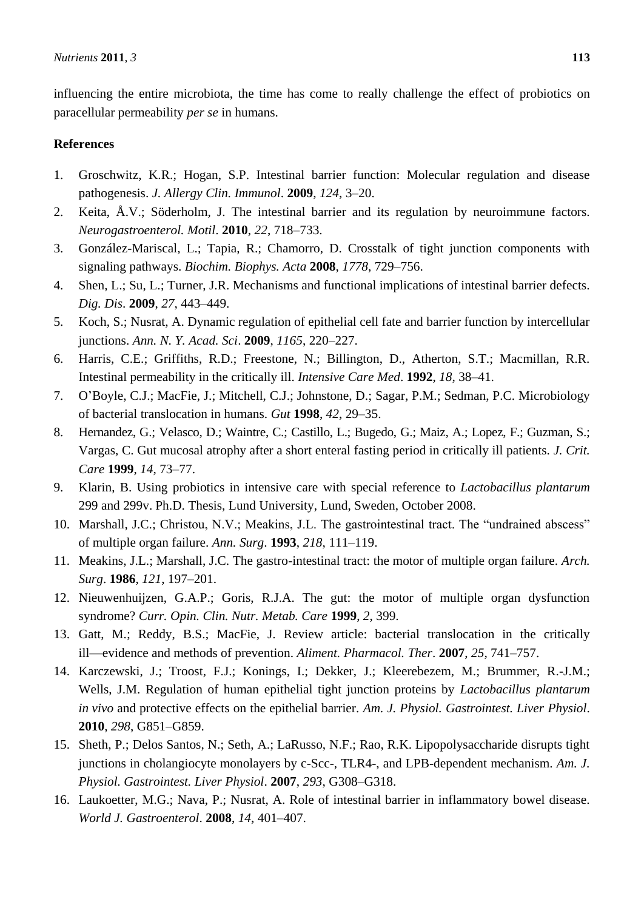influencing the entire microbiota, the time has come to really challenge the effect of probiotics on paracellular permeability *per se* in humans.

## References

1. Groschwitz, K.R.; Hogan, S.P. Intestinal barrier function: Molecular regulation and disease pathogenesis. *J. Allergy Clin. Immunol*. **2009**, *124*, 3–20.
2. Keita, Å.V.; Söderholm, J. The intestinal barrier and its regulation by neuroimmune factors. *Neurogastroenterol. Motil*. **2010**, *22*, 718–733.
3. González-Mariscal, L.; Tapia, R.; Chamorro, D. Crosstalk of tight junction components with signaling pathways. *Biochim. Biophys. Acta* **2008**, *1778*, 729–756.
4. Shen, L.; Su, L.; Turner, J.R. Mechanisms and functional implications of intestinal barrier defects. *Dig. Dis*. **2009**, *27*, 443–449.
5. Koch, S.; Nusrat, A. Dynamic regulation of epithelial cell fate and barrier function by intercellular junctions. *Ann. N. Y. Acad. Sci*. **2009**, *1165*, 220–227.
6. Harris, C.E.; Griffiths, R.D.; Freestone, N.; Billington, D., Atherton, S.T.; Macmillan, R.R. Intestinal permeability in the critically ill. *Intensive Care Med*. **1992**, *18*, 38–41.
7. O'Boyle, C.J.; MacFie, J.; Mitchell, C.J.; Johnstone, D.; Sagar, P.M.; Sedman, P.C. Microbiology of bacterial translocation in humans. *Gut* **1998**, *42*, 29–35.
8. Hernandez, G.; Velasco, D.; Waintre, C.; Castillo, L.; Bugedo, G.; Maiz, A.; Lopez, F.; Guzman, S.; Vargas, C. Gut mucosal atrophy after a short enteral fasting period in critically ill patients. *J. Crit. Care* **1999**, *14*, 73–77.
9. Klarin, B. Using probiotics in intensive care with special reference to *Lactobacillus plantarum* 299 and 299v. Ph.D. Thesis, Lund University, Lund, Sweden, October 2008.
10. Marshall, J.C.; Christou, N.V.; Meakins, J.L. The gastrointestinal tract. The "undrained abscess" of multiple organ failure. *Ann. Surg*. **1993**, *218*, 111–119.
11. Meakins, J.L.; Marshall, J.C. The gastro-intestinal tract: the motor of multiple organ failure. *Arch. Surg*. **1986**, *121*, 197–201.
12. Nieuwenhuijzen, G.A.P.; Goris, R.J.A. The gut: the motor of multiple organ dysfunction syndrome? *Curr. Opin. Clin. Nutr. Metab. Care* **1999**, *2*, 399.
13. Gatt, M.; Reddy, B.S.; MacFie, J. Review article: bacterial translocation in the critically ill—evidence and methods of prevention. *Aliment. Pharmacol. Ther*. **2007**, *25*, 741–757.
14. Karczewski, J.; Troost, F.J.; Konings, I.; Dekker, J.; Kleerebezem, M.; Brummer, R.-J.M.; Wells, J.M. Regulation of human epithelial tight junction proteins by *Lactobacillus plantarum in vivo* and protective effects on the epithelial barrier. *Am. J. Physiol. Gastrointest. Liver Physiol*. **2010**, *298*, G851–G859.
15. Sheth, P.; Delos Santos, N.; Seth, A.; LaRusso, N.F.; Rao, R.K. Lipopolysaccharide disrupts tight junctions in cholangiocyte monolayers by c-Scc-, TLR4-, and LPB-dependent mechanism. *Am. J. Physiol. Gastrointest. Liver Physiol*. **2007**, *293*, G308–G318.
16. Laukoetter, M.G.; Nava, P.; Nusrat, A. Role of intestinal barrier in inflammatory bowel disease. *World J. Gastroenterol*. **2008**, *14*, 401–407.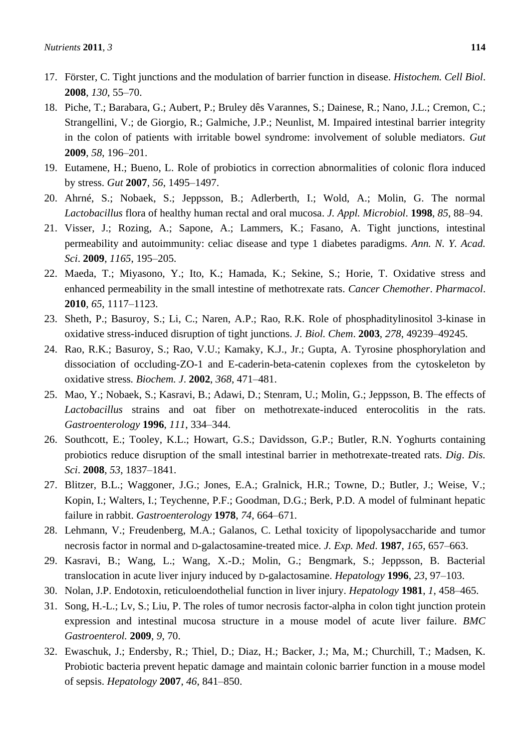17. Förster, C. Tight junctions and the modulation of barrier function in disease. *Histochem. Cell Biol*. **2008**, *130*, 55–70.
18. Piche, T.; Barabara, G.; Aubert, P.; Bruley dês Varannes, S.; Dainese, R.; Nano, J.L.; Cremon, C.; Strangellini, V.; de Giorgio, R.; Galmiche, J.P.; Neunlist, M. Impaired intestinal barrier integrity in the colon of patients with irritable bowel syndrome: involvement of soluble mediators. *Gut* **2009**, *58*, 196–201.
19. Eutamene, H.; Bueno, L. Role of probiotics in correction abnormalities of colonic flora induced by stress. *Gut* **2007**, *56*, 1495–1497.
20. Ahrné, S.; Nobaek, S.; Jeppsson, B.; Adlerberth, I.; Wold, A.; Molin, G. The normal *Lactobacillus* flora of healthy human rectal and oral mucosa. *J. Appl. Microbiol*. **1998**, *85*, 88–94.
21. Visser, J.; Rozing, A.; Sapone, A.; Lammers, K.; Fasano, A. Tight junctions, intestinal permeability and autoimmunity: celiac disease and type 1 diabetes paradigms. *Ann. N. Y. Acad. Sci*. **2009**, *1165*, 195–205.
22. Maeda, T.; Miyasono, Y.; Ito, K.; Hamada, K.; Sekine, S.; Horie, T. Oxidative stress and enhanced permeability in the small intestine of methotrexate rats. *Cancer Chemother*. *Pharmacol*. **2010**, *65*, 1117–1123.
23. Sheth, P.; Basuroy, S.; Li, C.; Naren, A.P.; Rao, R.K. Role of phosphaditylinositol 3-kinase in oxidative stress-induced disruption of tight junctions. *J. Biol. Chem*. **2003**, *278*, 49239–49245.
24. Rao, R.K.; Basuroy, S.; Rao, V.U.; Kamaky, K.J., Jr.; Gupta, A. Tyrosine phosphorylation and dissociation of occluding-ZO-1 and E-caderin-beta-catenin coplexes from the cytoskeleton by oxidative stress. *Biochem. J*. **2002**, *368*, 471–481.
25. Mao, Y.; Nobaek, S.; Kasravi, B.; Adawi, D.; Stenram, U.; Molin, G.; Jeppsson, B. The effects of *Lactobacillus* strains and oat fiber on methotrexate-induced enterocolitis in the rats. *Gastroenterology* **1996**, *111*, 334–344.
26. Southcott, E.; Tooley, K.L.; Howart, G.S.; Davidsson, G.P.; Butler, R.N. Yoghurts containing probiotics reduce disruption of the small intestinal barrier in methotrexate-treated rats. *Dig*. *Dis. Sci*. **2008**, *53*, 1837–1841.
27. Blitzer, B.L.; Waggoner, J.G.; Jones, E.A.; Gralnick, H.R.; Towne, D.; Butler, J.; Weise, V.; Kopin, I.; Walters, I.; Teychenne, P.F.; Goodman, D.G.; Berk, P.D. A model of fulminant hepatic failure in rabbit. *Gastroenterology* **1978**, *74*, 664–671.
28. Lehmann, V.; Freudenberg, M.A.; Galanos, C. Lethal toxicity of lipopolysaccharide and tumor necrosis factor in normal and D-galactosamine-treated mice. *J. Exp. Med*. **1987**, *165*, 657–663.
29. Kasravi, B.; Wang, L.; Wang, X.-D.; Molin, G.; Bengmark, S.; Jeppsson, B. Bacterial translocation in acute liver injury induced by D-galactosamine. *Hepatology* **1996**, *23*, 97–103.
30. Nolan, J.P. Endotoxin, reticuloendothelial function in liver injury. *Hepatology* **1981**, *1*, 458–465.
31. Song, H.-L.; Lv, S.; Liu, P. The roles of tumor necrosis factor-alpha in colon tight junction protein expression and intestinal mucosa structure in a mouse model of acute liver failure. *BMC Gastroenterol.* **2009**, *9*, 70.
32. Ewaschuk, J.; Endersby, R.; Thiel, D.; Diaz, H.; Backer, J.; Ma, M.; Churchill, T.; Madsen, K. Probiotic bacteria prevent hepatic damage and maintain colonic barrier function in a mouse model of sepsis. *Hepatology* **2007**, *46*, 841–850.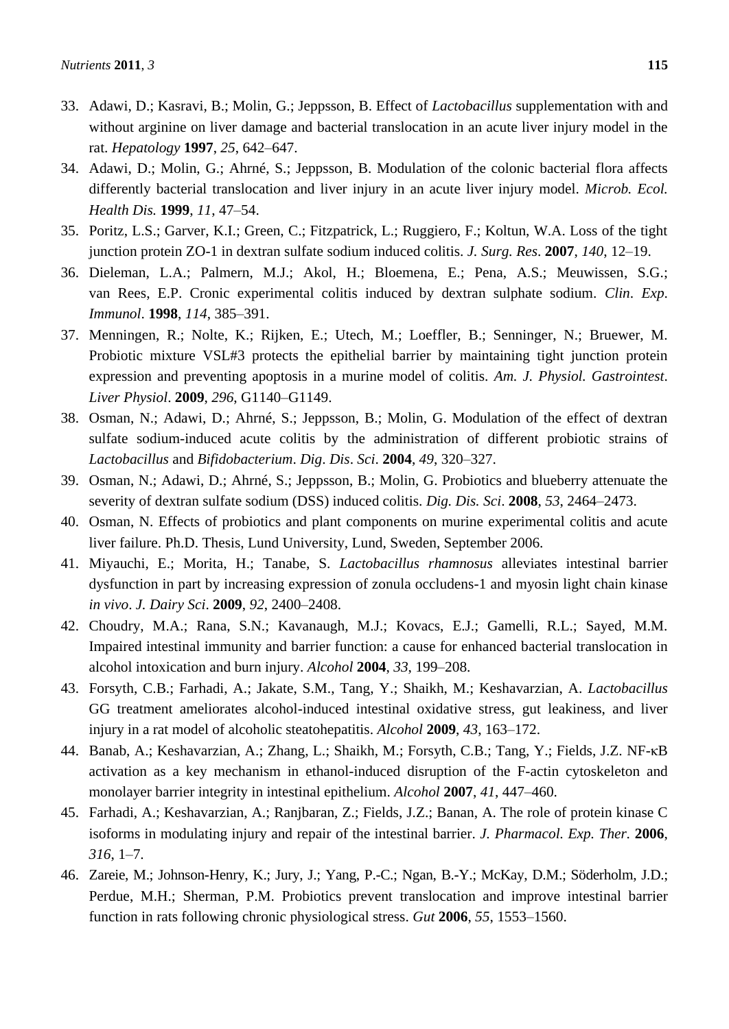33. Adawi, D.; Kasravi, B.; Molin, G.; Jeppsson, B. Effect of *Lactobacillus* supplementation with and without arginine on liver damage and bacterial translocation in an acute liver injury model in the rat. *Hepatology* **1997**, *25*, 642–647.
34. Adawi, D.; Molin, G.; Ahrné, S.; Jeppsson, B. Modulation of the colonic bacterial flora affects differently bacterial translocation and liver injury in an acute liver injury model. *Microb. Ecol. Health Dis.* **1999**, *11*, 47–54.
35. Poritz, L.S.; Garver, K.I.; Green, C.; Fitzpatrick, L.; Ruggiero, F.; Koltun, W.A. Loss of the tight junction protein ZO-1 in dextran sulfate sodium induced colitis. *J. Surg. Res*. **2007**, *140*, 12–19.
36. Dieleman, L.A.; Palmern, M.J.; Akol, H.; Bloemena, E.; Pena, A.S.; Meuwissen, S.G.; van Rees, E.P. Cronic experimental colitis induced by dextran sulphate sodium. *Clin*. *Exp*. *Immunol*. **1998**, *114*, 385–391.
37. Menningen, R.; Nolte, K.; Rijken, E.; Utech, M.; Loeffler, B.; Senninger, N.; Bruewer, M. Probiotic mixture VSL#3 protects the epithelial barrier by maintaining tight junction protein expression and preventing apoptosis in a murine model of colitis. *Am. J. Physiol. Gastrointest*. *Liver Physiol*. **2009**, *296*, G1140–G1149.
38. Osman, N.; Adawi, D.; Ahrné, S.; Jeppsson, B.; Molin, G. Modulation of the effect of dextran sulfate sodium-induced acute colitis by the administration of different probiotic strains of *Lactobacillus* and *Bifidobacterium*. *Dig*. *Dis*. *Sci*. **2004**, *49*, 320–327.
39. Osman, N.; Adawi, D.; Ahrné, S.; Jeppsson, B.; Molin, G. Probiotics and blueberry attenuate the severity of dextran sulfate sodium (DSS) induced colitis. *Dig. Dis. Sci*. **2008**, *53*, 2464–2473.
40. Osman, N. Effects of probiotics and plant components on murine experimental colitis and acute liver failure. Ph.D. Thesis, Lund University, Lund, Sweden, September 2006.
41. Miyauchi, E.; Morita, H.; Tanabe, S. *Lactobacillus rhamnosus* alleviates intestinal barrier dysfunction in part by increasing expression of zonula occludens-1 and myosin light chain kinase *in vivo*. *J. Dairy Sci*. **2009**, *92*, 2400–2408.
42. Choudry, M.A.; Rana, S.N.; Kavanaugh, M.J.; Kovacs, E.J.; Gamelli, R.L.; Sayed, M.M. Impaired intestinal immunity and barrier function: a cause for enhanced bacterial translocation in alcohol intoxication and burn injury. *Alcohol* **2004**, *33*, 199–208.
43. Forsyth, C.B.; Farhadi, A.; Jakate, S.M., Tang, Y.; Shaikh, M.; Keshavarzian, A. *Lactobacillus* GG treatment ameliorates alcohol-induced intestinal oxidative stress, gut leakiness, and liver injury in a rat model of alcoholic steatohepatitis. *Alcohol* **2009**, *43*, 163–172.
44. Banab, A.; Keshavarzian, A.; Zhang, L.; Shaikh, M.; Forsyth, C.B.; Tang, Y.; Fields, J.Z. NF-κB activation as a key mechanism in ethanol-induced disruption of the F-actin cytoskeleton and monolayer barrier integrity in intestinal epithelium. *Alcohol* **2007**, *41*, 447–460.
45. Farhadi, A.; Keshavarzian, A.; Ranjbaran, Z.; Fields, J.Z.; Banan, A. The role of protein kinase C isoforms in modulating injury and repair of the intestinal barrier. *J. Pharmacol. Exp. Ther.* **2006**, *316*, 1–7.
46. Zareie, M.; Johnson-Henry, K.; Jury, J.; Yang, P.-C.; Ngan, B.-Y.; McKay, D.M.; Söderholm, J.D.; Perdue, M.H.; Sherman, P.M. Probiotics prevent translocation and improve intestinal barrier function in rats following chronic physiological stress. *Gut* **2006**, *55*, 1553–1560.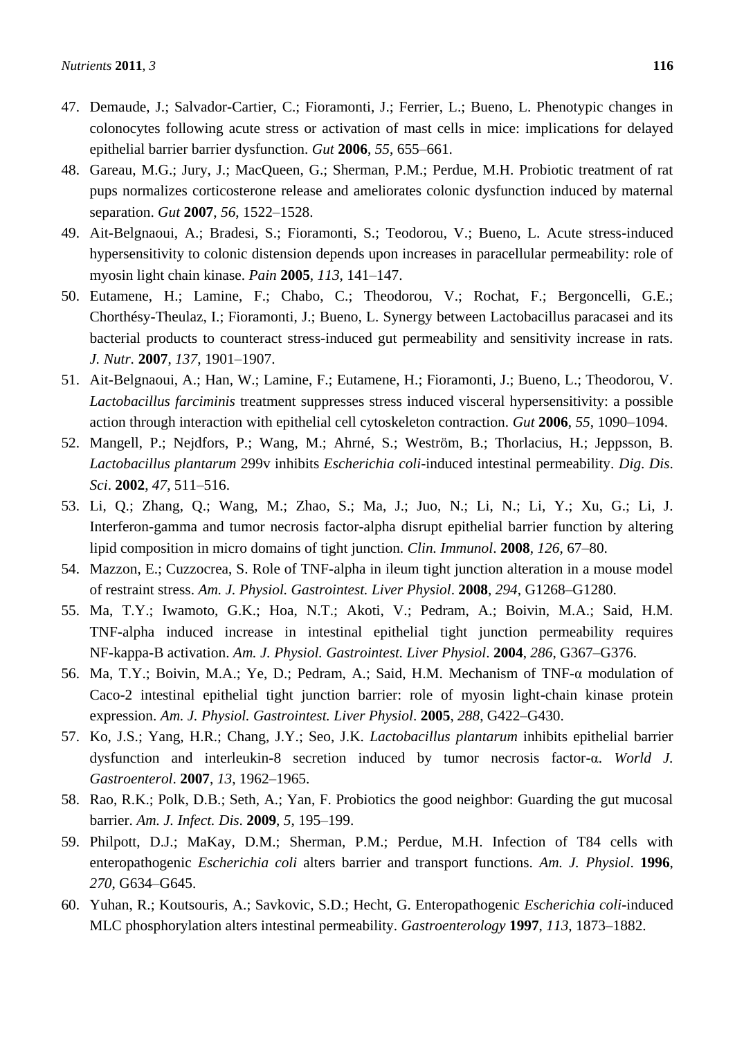47. Demaude, J.; Salvador-Cartier, C.; Fioramonti, J.; Ferrier, L.; Bueno, L. Phenotypic changes in colonocytes following acute stress or activation of mast cells in mice: implications for delayed epithelial barrier barrier dysfunction. *Gut* **2006**, *55*, 655–661.
48. Gareau, M.G.; Jury, J.; MacQueen, G.; Sherman, P.M.; Perdue, M.H. Probiotic treatment of rat pups normalizes corticosterone release and ameliorates colonic dysfunction induced by maternal separation. *Gut* **2007**, *56*, 1522–1528.
49. Ait-Belgnaoui, A.; Bradesi, S.; Fioramonti, S.; Teodorou, V.; Bueno, L. Acute stress-induced hypersensitivity to colonic distension depends upon increases in paracellular permeability: role of myosin light chain kinase. *Pain* **2005**, *113*, 141–147.
50. Eutamene, H.; Lamine, F.; Chabo, C.; Theodorou, V.; Rochat, F.; Bergoncelli, G.E.; Chorthésy-Theulaz, I.; Fioramonti, J.; Bueno, L. Synergy between Lactobacillus paracasei and its bacterial products to counteract stress-induced gut permeability and sensitivity increase in rats. *J. Nutr.* **2007**, *137*, 1901–1907.
51. Ait-Belgnaoui, A.; Han, W.; Lamine, F.; Eutamene, H.; Fioramonti, J.; Bueno, L.; Theodorou, V. *Lactobacillus farciminis* treatment suppresses stress induced visceral hypersensitivity: a possible action through interaction with epithelial cell cytoskeleton contraction. *Gut* **2006**, *55*, 1090–1094.
52. Mangell, P.; Nejdfors, P.; Wang, M.; Ahrné, S.; Weström, B.; Thorlacius, H.; Jeppsson, B. *Lactobacillus plantarum* 299v inhibits *Escherichia coli*-induced intestinal permeability. *Dig. Dis. Sci.* **2002**, *47*, 511–516.
53. Li, Q.; Zhang, Q.; Wang, M.; Zhao, S.; Ma, J.; Juo, N.; Li, N.; Li, Y.; Xu, G.; Li, J. Interferon-gamma and tumor necrosis factor-alpha disrupt epithelial barrier function by altering lipid composition in micro domains of tight junction. *Clin. Immunol.* **2008**, *126*, 67–80.
54. Mazzon, E.; Cuzzocrea, S. Role of TNF-alpha in ileum tight junction alteration in a mouse model of restraint stress. *Am. J. Physiol. Gastrointest. Liver Physiol.* **2008**, *294*, G1268–G1280.
55. Ma, T.Y.; Iwamoto, G.K.; Hoa, N.T.; Akoti, V.; Pedram, A.; Boivin, M.A.; Said, H.M. TNF-alpha induced increase in intestinal epithelial tight junction permeability requires NF-kappa-B activation. *Am. J. Physiol. Gastrointest. Liver Physiol.* **2004**, *286*, G367–G376.
56. Ma, T.Y.; Boivin, M.A.; Ye, D.; Pedram, A.; Said, H.M. Mechanism of TNF-α modulation of Caco-2 intestinal epithelial tight junction barrier: role of myosin light-chain kinase protein expression. *Am. J. Physiol. Gastrointest. Liver Physiol.* **2005**, *288*, G422–G430.
57. Ko, J.S.; Yang, H.R.; Chang, J.Y.; Seo, J.K. *Lactobacillus plantarum* inhibits epithelial barrier dysfunction and interleukin-8 secretion induced by tumor necrosis factor-α. *World J. Gastroenterol.* **2007**, *13*, 1962–1965.
58. Rao, R.K.; Polk, D.B.; Seth, A.; Yan, F. Probiotics the good neighbor: Guarding the gut mucosal barrier. *Am. J. Infect. Dis.* **2009**, *5*, 195–199.
59. Philpott, D.J.; MaKay, D.M.; Sherman, P.M.; Perdue, M.H. Infection of T84 cells with enteropathogenic *Escherichia coli* alters barrier and transport functions. *Am. J. Physiol.* **1996**, *270*, G634–G645.
60. Yuhan, R.; Koutsouris, A.; Savkovic, S.D.; Hecht, G. Enteropathogenic *Escherichia coli*-induced MLC phosphorylation alters intestinal permeability. *Gastroenterology* **1997**, *113*, 1873–1882.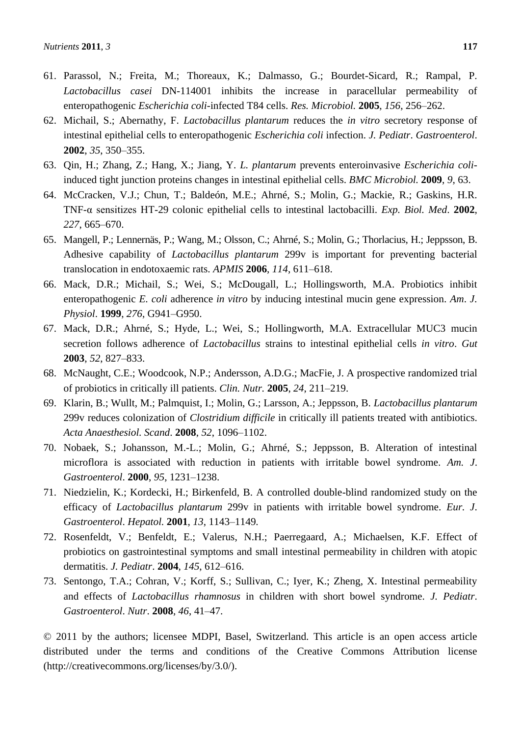61. Parassol, N.; Freita, M.; Thoreaux, K.; Dalmasso, G.; Bourdet-Sicard, R.; Rampal, P. *Lactobacillus casei* DN-114001 inhibits the increase in paracellular permeability of enteropathogenic *Escherichia coli*-infected T84 cells. *Res. Microbiol.* **2005**, *156*, 256–262.
62. Michail, S.; Abernathy, F. *Lactobacillus plantarum* reduces the *in vitro* secretory response of intestinal epithelial cells to enteropathogenic *Escherichia coli* infection. *J. Pediatr. Gastroenterol.* **2002**, *35*, 350–355.
63. Qin, H.; Zhang, Z.; Hang, X.; Jiang, Y. *L. plantarum* prevents enteroinvasive *Escherichia coli*-induced tight junction proteins changes in intestinal epithelial cells. *BMC Microbiol.* **2009**, *9*, 63.
64. McCracken, V.J.; Chun, T.; Baldeón, M.E.; Ahrné, S.; Molin, G.; Mackie, R.; Gaskins, H.R. TNF-α sensitizes HT-29 colonic epithelial cells to intestinal lactobacilli. *Exp. Biol. Med*. **2002**, *227*, 665–670.
65. Mangell, P.; Lennernäs, P.; Wang, M.; Olsson, C.; Ahrné, S.; Molin, G.; Thorlacius, H.; Jeppsson, B. Adhesive capability of *Lactobacillus plantarum* 299v is important for preventing bacterial translocation in endotoxaemic rats. *APMIS* **2006**, *114*, 611–618.
66. Mack, D.R.; Michail, S.; Wei, S.; McDougall, L.; Hollingsworth, M.A. Probiotics inhibit enteropathogenic *E. coli* adherence *in vitro* by inducing intestinal mucin gene expression. *Am. J. Physiol*. **1999**, *276*, G941–G950.
67. Mack, D.R.; Ahrné, S.; Hyde, L.; Wei, S.; Hollingworth, M.A. Extracellular MUC3 mucin secretion follows adherence of *Lactobacillus* strains to intestinal epithelial cells *in vitro*. *Gut* **2003**, *52*, 827–833.
68. McNaught, C.E.; Woodcook, N.P.; Andersson, A.D.G.; MacFie, J. A prospective randomized trial of probiotics in critically ill patients. *Clin. Nutr.* **2005**, *24*, 211–219.
69. Klarin, B.; Wullt, M.; Palmquist, I.; Molin, G.; Larsson, A.; Jeppsson, B. *Lactobacillus plantarum* 299v reduces colonization of *Clostridium difficile* in critically ill patients treated with antibiotics. *Acta Anaesthesiol. Scand*. **2008**, *52*, 1096–1102.
70. Nobaek, S.; Johansson, M.-L.; Molin, G.; Ahrné, S.; Jeppsson, B. Alteration of intestinal microflora is associated with reduction in patients with irritable bowel syndrome. *Am. J. Gastroenterol*. **2000**, *95*, 1231–1238.
71. Niedzielin, K.; Kordecki, H.; Birkenfeld, B. A controlled double-blind randomized study on the efficacy of *Lactobacillus plantarum* 299v in patients with irritable bowel syndrome. *Eur. J. Gastroenterol. Hepatol.* **2001**, *13*, 1143–1149.
72. Rosenfeldt, V.; Benfeldt, E.; Valerus, N.H.; Paerregaard, A.; Michaelsen, K.F. Effect of probiotics on gastrointestinal symptoms and small intestinal permeability in children with atopic dermatitis. *J. Pediatr*. **2004**, *145*, 612–616.
73. Sentongo, T.A.; Cohran, V.; Korff, S.; Sullivan, C.; Iyer, K.; Zheng, X. Intestinal permeability and effects of *Lactobacillus rhamnosus* in children with short bowel syndrome. *J. Pediatr. Gastroenterol. Nutr*. **2008**, *46*, 41–47.

© 2011 by the authors; licensee MDPI, Basel, Switzerland. This article is an open access article distributed under the terms and conditions of the Creative Commons Attribution license (http://creativecommons.org/licenses/by/3.0/).